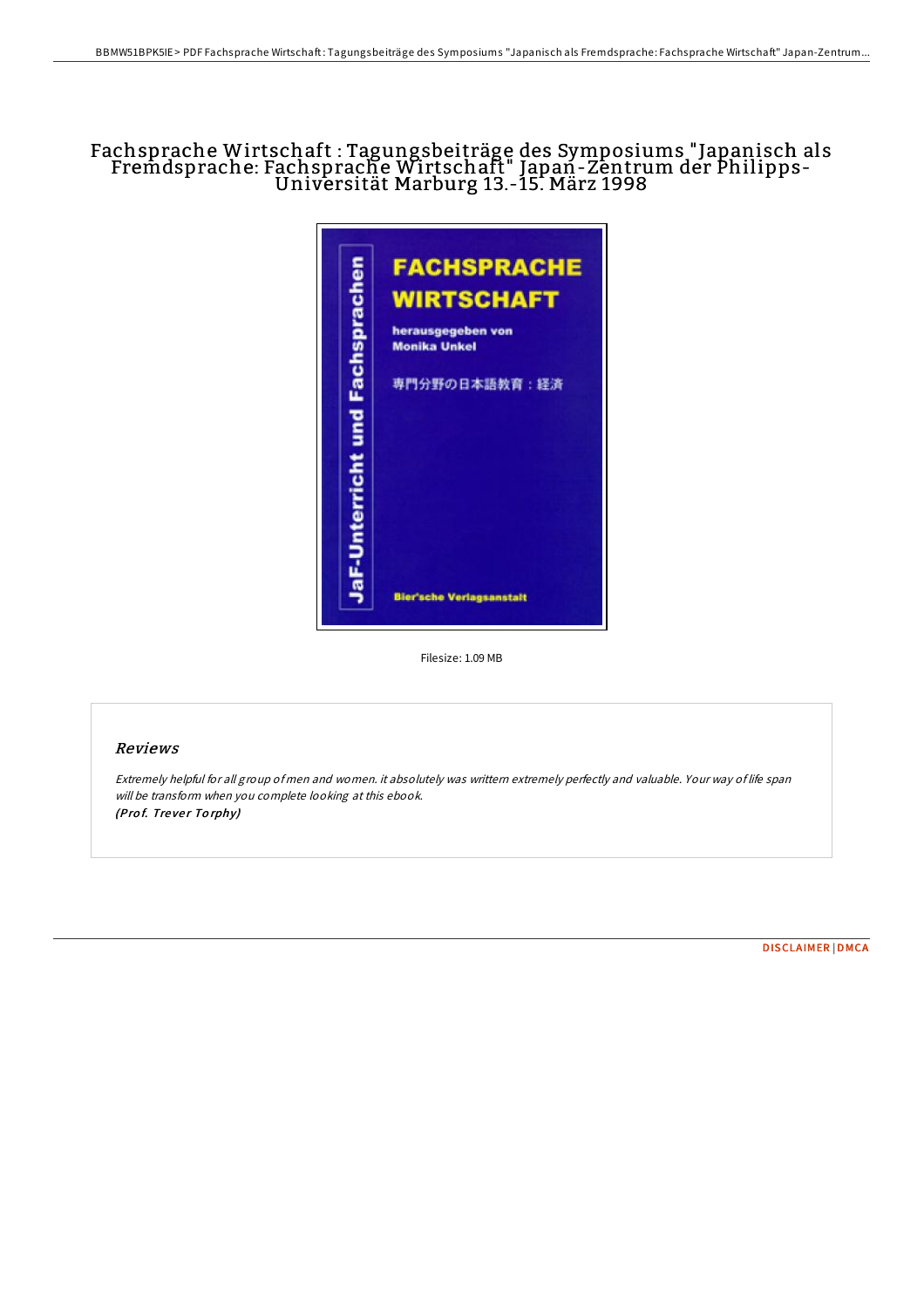# Fachsprache Wirtschaft : Tagungsbeiträge des Symposiums "Japanisch als Fremdsprache: Fachsprache Wirtschaft" Japan-Zentrum der Philipps-Universität Marburg 13.-15. März 1998

FACHSPRACHE WIRTSCHAFT

herausgegeben von Monika Unkel

専門分野の日本語教育：経済

JaF-Unterricht und Fachsprachen

Bier'sche Verlagsanstalt

Filesize: 1.09 MB

## Reviews

*Extremely helpful for all group of men and women. it absolutely was writtern extremely perfectly and valuable. Your way of life span will be transform when you complete looking at this ebook.*
*(Prof. Trever Torphy)*

DISCLAIMER | DMCA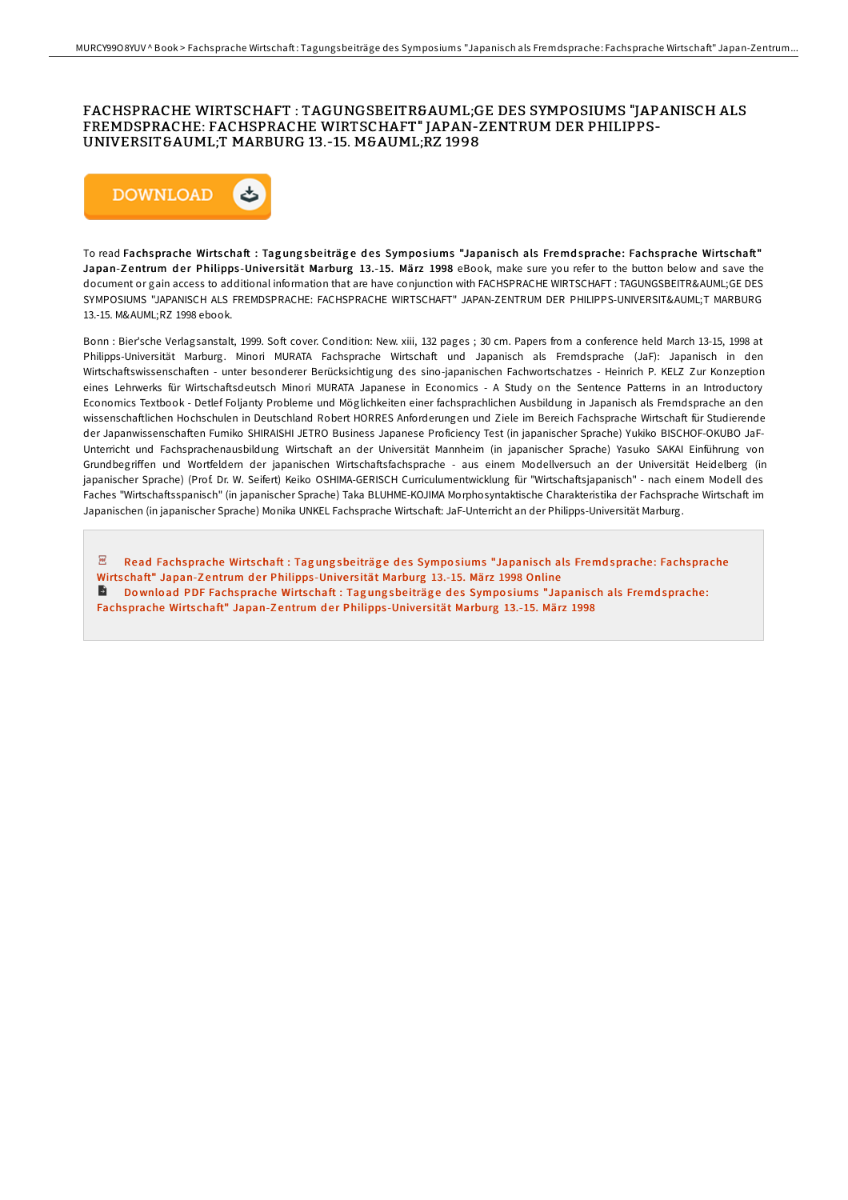# FACHSPRACHE WIRTSCHAFT : TAGUNGSBEITR&AUML;GE DES SYMPOSIUMS "JAPANISCH ALS FREMDSPRACHE: FACHSPRACHE WIRTSCHAFT" JAPAN-ZENTRUM DER PHILIPPS-UNIVERSIT&AUML;T MARBURG 13.-15. M&AUML;RZ 1998

DOWNLOAD

To read **Fachsprache Wirtschaft : Tagungsbeiträge des Symposiums "Japanisch als Fremdsprache: Fachsprache Wirtschaft" Japan-Zentrum der Philipps-Universität Marburg 13.-15. März 1998** eBook, make sure you refer to the button below and save the document or gain access to additional information that are have conjunction with FACHSPRACHE WIRTSCHAFT : TAGUNGSBEITR&AUML;GE DES SYMPOSIUMS "JAPANISCH ALS FREMDSPRACHE: FACHSPRACHE WIRTSCHAFT" JAPAN-ZENTRUM DER PHILIPPS-UNIVERSIT&AUML;T MARBURG 13.-15. M&AUML;RZ 1998 ebook.

Bonn : Bier'sche Verlagsanstalt, 1999. Soft cover. Condition: New. xiii, 132 pages ; 30 cm. Papers from a conference held March 13-15, 1998 at Philipps-Universität Marburg. Minori MURATA Fachsprache Wirtschaft und Japanisch als Fremdsprache (JaF): Japanisch in den Wirtschaftswissenschaften - unter besonderer Berücksichtigung des sino-japanischen Fachwortschatzes - Heinrich P. KELZ Zur Konzeption eines Lehrwerks für Wirtschaftsdeutsch Minori MURATA Japanese in Economics - A Study on the Sentence Patterns in an Introductory Economics Textbook - Detlef Foljanty Probleme und Möglichkeiten einer fachsprachlichen Ausbildung in Japanisch als Fremdsprache an den wissenschaftlichen Hochschulen in Deutschland Robert HORRES Anforderungen und Ziele im Bereich Fachsprache Wirtschaft für Studierende der Japanwissenschaften Fumiko SHIRAISHI JETRO Business Japanese Proficiency Test (in japanischer Sprache) Yukiko BISCHOF-OKUBO JaF-Unterricht und Fachsprachenausbildung Wirtschaft an der Universität Mannheim (in japanischer Sprache) Yasuko SAKAI Einführung von Grundbegriffen und Wortfeldern der japanischen Wirtschaftsfachsprache - aus einem Modellversuch an der Universität Heidelberg (in japanischer Sprache) (Prof. Dr. W. Seifert) Keiko OSHIMA-GERISCH Curriculumentwicklung für "Wirtschaftsjapanisch" - nach einem Modell des Faches "Wirtschaftsspanisch" (in japanischer Sprache) Taka BLUHME-KOJIMA Morphosyntaktische Charakteristika der Fachsprache Wirtschaft im Japanischen (in japanischer Sprache) Monika UNKEL Fachsprache Wirtschaft: JaF-Unterricht an der Philipps-Universität Marburg.

Read Fachsprache Wirtschaft : Tagungsbeiträge des Symposiums "Japanisch als Fremdsprache: Fachsprache Wirtschaft" Japan-Zentrum der Philipps-Universität Marburg 13.-15. März 1998 Online

Download PDF Fachsprache Wirtschaft : Tagungsbeiträge des Symposiums "Japanisch als Fremdsprache: Fachsprache Wirtschaft" Japan-Zentrum der Philipps-Universität Marburg 13.-15. März 1998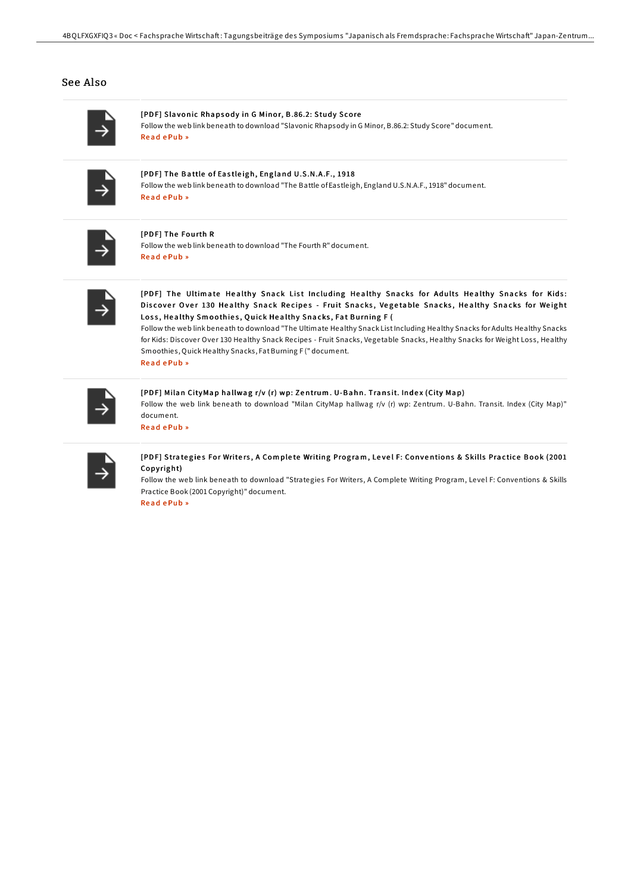## See Also

**[PDF] Slavonic Rhapsody in G Minor, B.86.2: Study Score**

Follow the web link beneath to download "Slavonic Rhapsody in G Minor, B.86.2: Study Score" document.

Read ePub »

**[PDF] The Battle of Eastleigh, England U.S.N.A.F., 1918**

Follow the web link beneath to download "The Battle of Eastleigh, England U.S.N.A.F., 1918" document.

Read ePub »

**[PDF] The Fourth R**

Follow the web link beneath to download "The Fourth R" document.

Read ePub »

**[PDF] The Ultimate Healthy Snack List Including Healthy Snacks for Adults Healthy Snacks for Kids: Discover Over 130 Healthy Snack Recipes - Fruit Snacks, Vegetable Snacks, Healthy Snacks for Weight Loss, Healthy Smoothies, Quick Healthy Snacks, Fat Burning F (**

Follow the web link beneath to download "The Ultimate Healthy Snack List Including Healthy Snacks for Adults Healthy Snacks for Kids: Discover Over 130 Healthy Snack Recipes - Fruit Snacks, Vegetable Snacks, Healthy Snacks for Weight Loss, Healthy Smoothies, Quick Healthy Snacks, Fat Burning F (" document.

Read ePub »

**[PDF] Milan CityMap hallwag r/v (r) wp: Zentrum. U-Bahn. Transit. Index (City Map)**

Follow the web link beneath to download "Milan CityMap hallwag r/v (r) wp: Zentrum. U-Bahn. Transit. Index (City Map)" document.

Read ePub »

**[PDF] Strategies For Writers, A Complete Writing Program, Level F: Conventions & Skills Practice Book (2001 Copyright)**

Follow the web link beneath to download "Strategies For Writers, A Complete Writing Program, Level F: Conventions & Skills Practice Book (2001 Copyright)" document.

Read ePub »